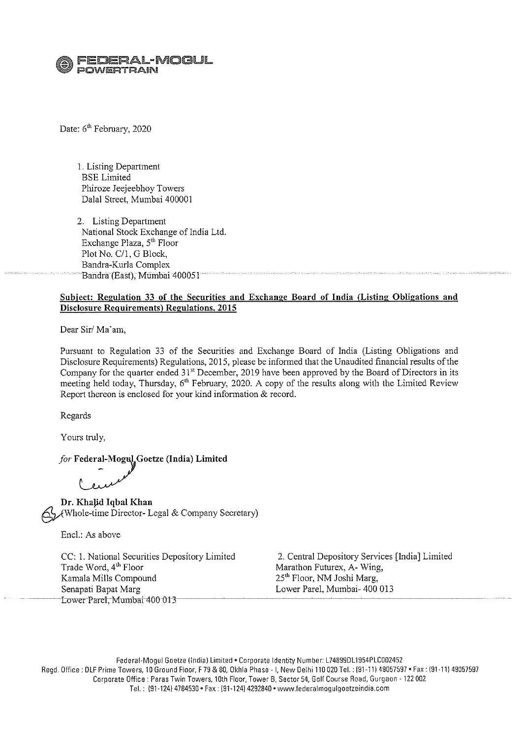**FEDERAL-MOGUL**
**POWERTRAIN**

Date: 6th February, 2020

1. Listing Department
   BSE Limited
   Phiroze Jeejeebhoy Towers
   Dalal Street, Mumbai 400001

2. Listing Department
   National Stock Exchange of India Ltd.
   Exchange Plaza, 5th Floor
   Plot No. C/1, G Block,
   Bandra-Kurla Complex
   Bandra (East), Mumbai 400051

**Subject: Regulation 33 of the Securities and Exchange Board of India (Listing Obligations and Disclosure Requirements) Regulations, 2015**

Dear Sir/ Ma'am,

Pursuant to Regulation 33 of the Securities and Exchange Board of India (Listing Obligations and Disclosure Requirements) Regulations, 2015, please be informed that the Unaudited financial results of the Company for the quarter ended 31st December, 2019 have been approved by the Board of Directors in its meeting held today, Thursday, 6th February, 2020. A copy of the results along with the Limited Review Report thereon is enclosed for your kind information & record.

Regards

Yours truly,

*for* **Federal-Mogul Goetze (India) Limited**

**Dr. Khalid Iqbal Khan**
(Whole-time Director- Legal & Company Secretary)

Encl.: As above

CC: 1. National Securities Depository Limited
Trade Word, 4th Floor
Kamala Mills Compound
Senapati Bapat Marg
Lower Parel, Mumbai 400 013

2. Central Depository Services [India] Limited
Marathon Futurex, A- Wing,
25th Floor, NM Joshi Marg,
Lower Parel, Mumbai- 400 013

Federal-Mogul Goetze (India) Limited • Corporate Identity Number: L74899DL1954PLC002452
Regd. Office : DLF Prime Towers, 10 Ground Floor, F 79 & 80, Okhla Phase - I, New Delhi 110 020 Tel. : (91-11) 49057597 • Fax : (91-11) 49057597
Corporate Office : Paras Twin Towers, 10th Floor, Tower B, Sector 54, Golf Course Road, Gurgaon - 122 002
Tel. : (91-124) 4784530 • Fax : (91-124) 4292840 • www.federalmogulgoetzeindia.com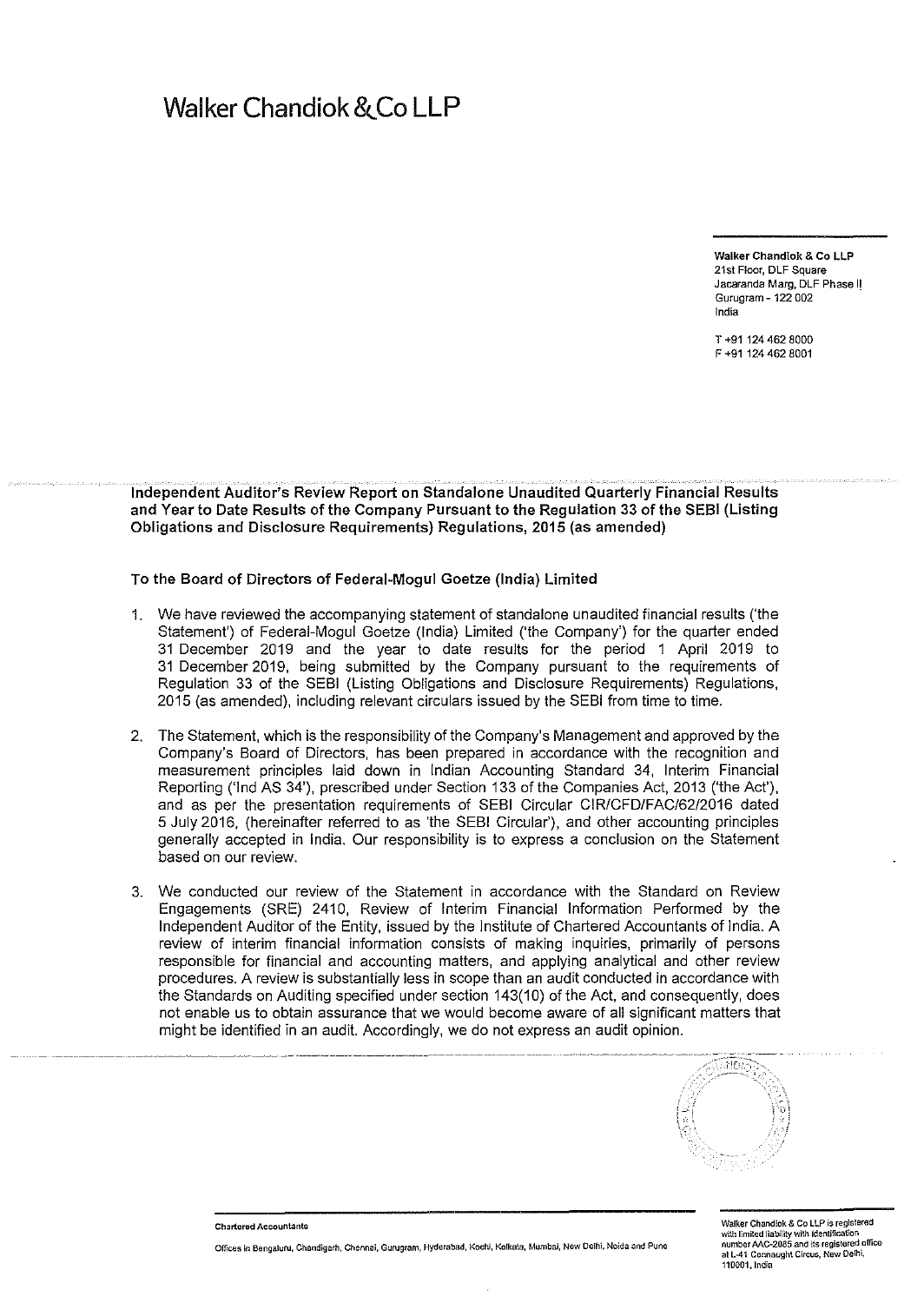# Walker Chandiok & Co LLP

**Walker Chandiok & Co LLP**
21st Floor, DLF Square
Jacaranda Marg, DLF Phase II
Gurugram - 122 002
India

T +91 124 462 8000
F +91 124 462 8001

**Independent Auditor's Review Report on Standalone Unaudited Quarterly Financial Results and Year to Date Results of the Company Pursuant to the Regulation 33 of the SEBI (Listing Obligations and Disclosure Requirements) Regulations, 2015 (as amended)**

**To the Board of Directors of Federal-Mogul Goetze (India) Limited**

1. We have reviewed the accompanying statement of standalone unaudited financial results ('the Statement') of Federal-Mogul Goetze (India) Limited ('the Company') for the quarter ended 31 December 2019 and the year to date results for the period 1 April 2019 to 31 December 2019, being submitted by the Company pursuant to the requirements of Regulation 33 of the SEBI (Listing Obligations and Disclosure Requirements) Regulations, 2015 (as amended), including relevant circulars issued by the SEBI from time to time.

2. The Statement, which is the responsibility of the Company's Management and approved by the Company's Board of Directors, has been prepared in accordance with the recognition and measurement principles laid down in Indian Accounting Standard 34, Interim Financial Reporting ('Ind AS 34'), prescribed under Section 133 of the Companies Act, 2013 ('the Act'), and as per the presentation requirements of SEBI Circular CIR/CFD/FAC/62/2016 dated 5 July 2016, (hereinafter referred to as 'the SEBI Circular'), and other accounting principles generally accepted in India. Our responsibility is to express a conclusion on the Statement based on our review.

3. We conducted our review of the Statement in accordance with the Standard on Review Engagements (SRE) 2410, Review of Interim Financial Information Performed by the Independent Auditor of the Entity, issued by the Institute of Chartered Accountants of India. A review of interim financial information consists of making inquiries, primarily of persons responsible for financial and accounting matters, and applying analytical and other review procedures. A review is substantially less in scope than an audit conducted in accordance with the Standards on Auditing specified under section 143(10) of the Act, and consequently, does not enable us to obtain assurance that we would become aware of all significant matters that might be identified in an audit. Accordingly, we do not express an audit opinion.

Chartered Accountants

Offices in Bengaluru, Chandigarh, Chennai, Gurugram, Hyderabad, Kochi, Kolkata, Mumbai, New Delhi, Noida and Pune

Walker Chandiok & Co LLP is registered with limited liability with identification number AAC-2085 and its registered office at L-41 Connaught Circus, New Delhi, 110001, India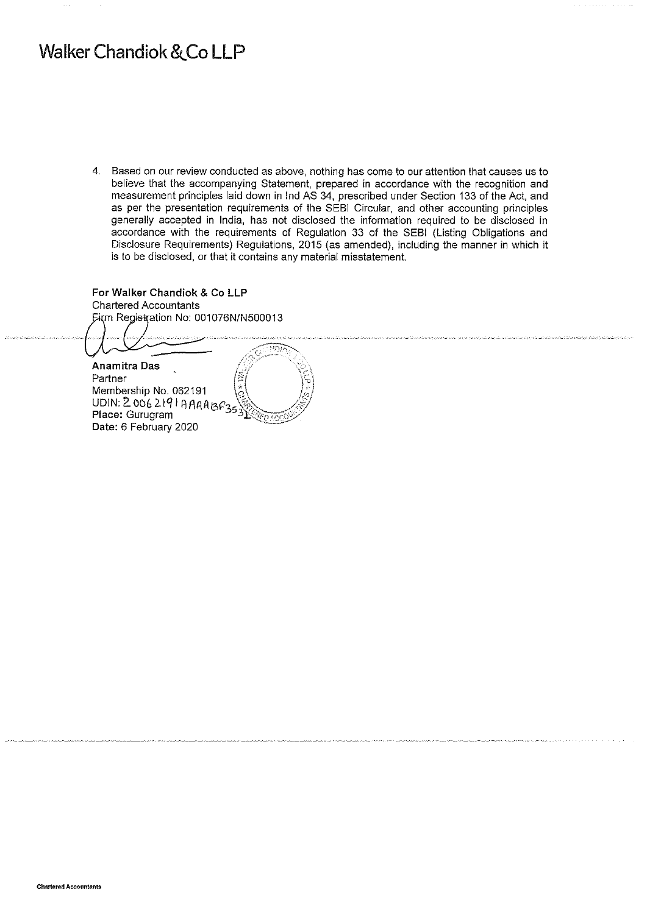4. Based on our review conducted as above, nothing has come to our attention that causes us to believe that the accompanying Statement, prepared in accordance with the recognition and measurement principles laid down in Ind AS 34, prescribed under Section 133 of the Act, and as per the presentation requirements of the SEBI Circular, and other accounting principles generally accepted in India, has not disclosed the information required to be disclosed in accordance with the requirements of Regulation 33 of the SEBI (Listing Obligations and Disclosure Requirements) Regulations, 2015 (as amended), including the manner in which it is to be disclosed, or that it contains any material misstatement.

**For Walker Chandiok & Co LLP**
Chartered Accountants
Firm Registration No: 001076N/N500013

**Anamitra Das**
Partner
Membership No. 062191
UDIN: 20062191AAAABF3531
**Place:** Gurugram
**Date:** 6 February 2020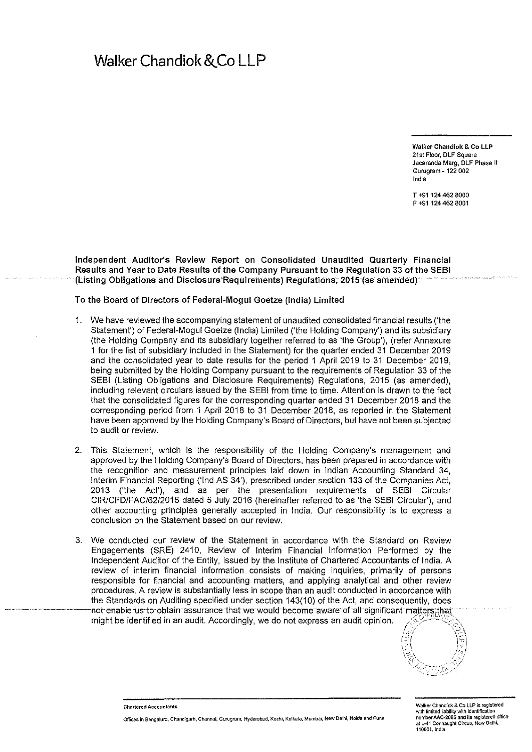# Walker Chandiok & Co LLP

Walker Chandiok & Co LLP
21st Floor, DLF Square
Jacaranda Marg, DLF Phase II
Gurugram - 122 002
India

T +91 124 462 8000
F +91 124 462 8001

**Independent Auditor's Review Report on Consolidated Unaudited Quarterly Financial Results and Year to Date Results of the Company Pursuant to the Regulation 33 of the SEBI (Listing Obligations and Disclosure Requirements) Regulations, 2015 (as amended)**

**To the Board of Directors of Federal-Mogul Goetze (India) Limited**

1. We have reviewed the accompanying statement of unaudited consolidated financial results ('the Statement') of Federal-Mogul Goetze (India) Limited ('the Holding Company') and its subsidiary (the Holding Company and its subsidiary together referred to as 'the Group'), (refer Annexure 1 for the list of subsidiary included in the Statement) for the quarter ended 31 December 2019 and the consolidated year to date results for the period 1 April 2019 to 31 December 2019, being submitted by the Holding Company pursuant to the requirements of Regulation 33 of the SEBI (Listing Obligations and Disclosure Requirements) Regulations, 2015 (as amended), including relevant circulars issued by the SEBI from time to time. Attention is drawn to the fact that the consolidated figures for the corresponding quarter ended 31 December 2018 and the corresponding period from 1 April 2018 to 31 December 2018, as reported in the Statement have been approved by the Holding Company's Board of Directors, but have not been subjected to audit or review.

2. This Statement, which is the responsibility of the Holding Company's management and approved by the Holding Company's Board of Directors, has been prepared in accordance with the recognition and measurement principles laid down in Indian Accounting Standard 34, Interim Financial Reporting ('Ind AS 34'), prescribed under section 133 of the Companies Act, 2013 ('the Act'), and as per the presentation requirements of SEBI Circular CIR/CFD/FAC/62/2016 dated 5 July 2016 (hereinafter referred to as 'the SEBI Circular'), and other accounting principles generally accepted in India. Our responsibility is to express a conclusion on the Statement based on our review.

3. We conducted our review of the Statement in accordance with the Standard on Review Engagements (SRE) 2410, Review of Interim Financial Information Performed by the Independent Auditor of the Entity, issued by the Institute of Chartered Accountants of India. A review of interim financial information consists of making inquiries, primarily of persons responsible for financial and accounting matters, and applying analytical and other review procedures. A review is substantially less in scope than an audit conducted in accordance with the Standards on Auditing specified under section 143(10) of the Act, and consequently, does not enable us to obtain assurance that we would become aware of all significant matters that might be identified in an audit. Accordingly, we do not express an audit opinion.

Chartered Accountants

Offices in Bengaluru, Chandigarh, Chennai, Gurugram, Hyderabad, Kochi, Kolkata, Mumbai, New Delhi, Noida and Pune

Walker Chandiok & Co LLP is registered with limited liability with identification number AAC-2085 and its registered office at L-41 Connaught Circus, New Delhi, 110001, India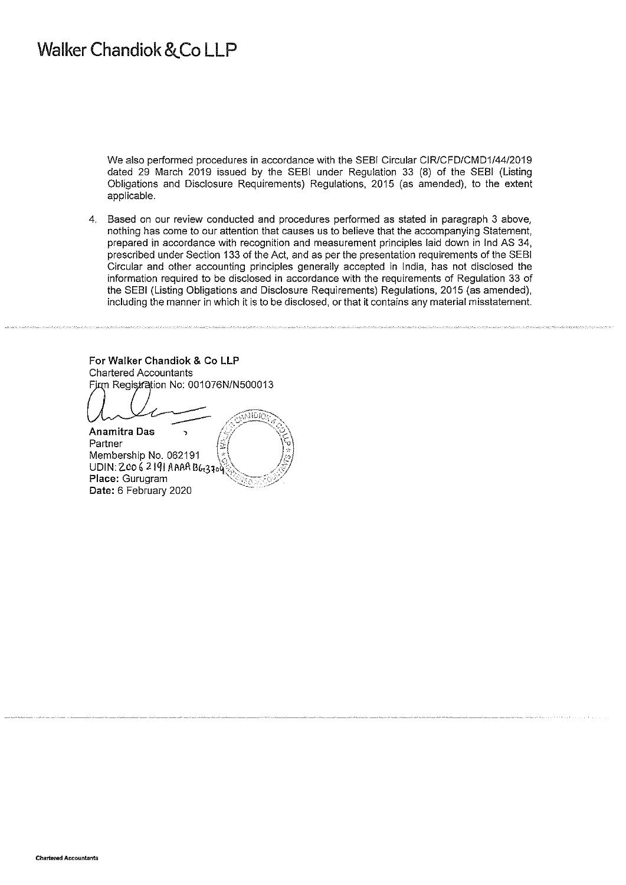We also performed procedures in accordance with the SEBI Circular CIR/CFD/CMD1/44/2019 dated 29 March 2019 issued by the SEBI under Regulation 33 (8) of the SEBI (Listing Obligations and Disclosure Requirements) Regulations, 2015 (as amended), to the extent applicable.

4. Based on our review conducted and procedures performed as stated in paragraph 3 above, nothing has come to our attention that causes us to believe that the accompanying Statement, prepared in accordance with recognition and measurement principles laid down in Ind AS 34, prescribed under Section 133 of the Act, and as per the presentation requirements of the SEBI Circular and other accounting principles generally accepted in India, has not disclosed the information required to be disclosed in accordance with the requirements of Regulation 33 of the SEBI (Listing Obligations and Disclosure Requirements) Regulations, 2015 (as amended), including the manner in which it is to be disclosed, or that it contains any material misstatement.

**For Walker Chandiok & Co LLP**
Chartered Accountants
Firm Registration No: 001076N/N500013

**Anamitra Das**
Partner
Membership No. 062191
UDIN: 20062191AAAABG3704
**Place:** Gurugram
**Date:** 6 February 2020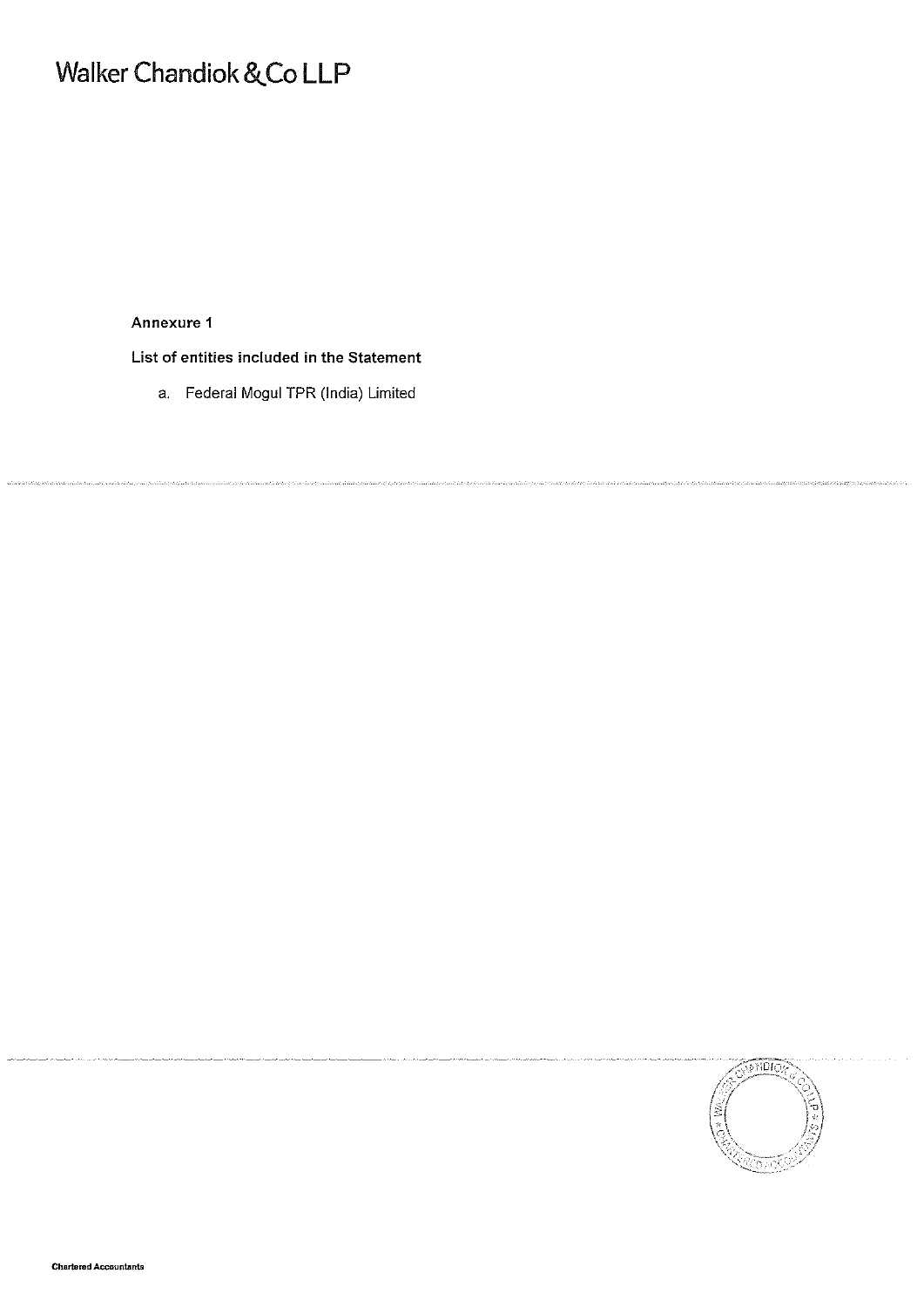**Annexure 1**

**List of entities included in the Statement**

a. Federal Mogul TPR (India) Limited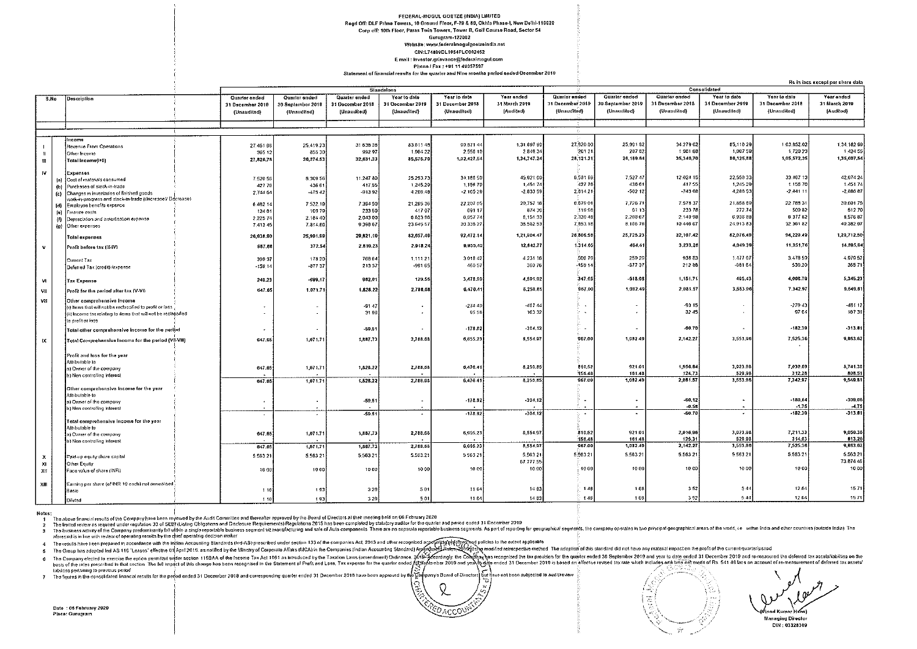FEDERAL-MOGUL GOETZE (INDIA) LIMITED

Regd Off: DLF Prime Towers, 10 Ground Floor, F-79 & 80, Okhla Phase-I, New Delhi-110020

Corp off: 10th Floor, Paras Twin Towers, Tower B, Golf Course Road, Sector 54

Gurugram-122002

Website: www.federalmogulgoetzeindia.net

CIN:L74899DL1954PLC002452

E mail : investor.grievance@federalmogul.com

Phone / Fax : +91 11 49057597

Statement of financial results for the quarter and Nine months period ended December 2019

Rs in lacs except per share data

| S.No | | Description | Standalone | | | | | | Consolidated | | | | | |
|---|---|---|---|---|---|---|---|---|---|---|---|---|---|---|
| | | | Quarter ended 31 December 2019 (Unaudited) | Quarter ended 30 September 2019 (Unaudited) | Quarter ended 31 December 2018 (Unaudited) | Year to date 31 December 2019 (Unaudited) | Year to date 31 December 2018 (Unaudited) | Year ended 31 March 2019 (Audited) | Quarter ended 31 December 2019 (Unaudited) | Quarter ended 30 September 2019 (Unaudited) | Quarter ended 31 December 2018 (Unaudited) | Year to date 31 December 2019 (Unaudited) | Year to date 31 December 2018 (Unaudited) | Year ended 31 March 2019 (Audited) |
| | | Income | | | | | | | | | | | | |
| I | | Revenue From Operations | 27,461.66 | 25,419.23 | 31,638.36 | 83,611.48 | 99,871.44 | 1,31,897.90 | 27,920.00 | 25,901.92 | 34,279.02 | 85,118.29 | 1,03,852.02 | 1,34,182.99 |
| II | | Other Income | 365.12 | 855.30 | 992.97 | 1,964.22 | 2,556.10 | 2,849.34 | 201.21 | 287.92 | 1,061.68 | 1,007.59 | 1,720.23 | 1,424.55 |
| III | | Total Income(I+II) | 27,826.78 | 26,274.53 | 32,631.33 | 85,575.70 | 1,02,427.54 | 1,34,747.24 | 28,121.21 | 26,189.84 | 35,340.70 | 86,125.88 | 1,05,572.25 | 1,35,607.54 |
| IV | | Expenses | | | | | | | | | | | | |
| | (a) | Cost of materials consumed | 7,520.58 | 8,309.56 | 11,247.80 | 25,253.73 | 34,186.50 | 45,021.09 | 8,581.66 | 7,527.47 | 12,024.15 | 22,558.33 | 33,467.13 | 42,074.24 |
| | (b) | Purchases of stock-in-trade | 427.78 | 436.61 | 417.55 | 1,245.29 | 1,156.70 | 1,451.74 | 427.78 | 436.61 | 417.55 | 1,245.29 | 1,156.70 | 1,451.74 |
| | (c) | Changes in inventories of finished goods work-in-progress and stock-in-trade (Increase)/ Decrease) | 2,744.64 | -475.42 | -913.92 | 4,206.48 | -2,165.28 | -2,833.59 | 2,814.21 | -502.12 | -743.68 | 4,286.53 | -2,441.11 | -2,866.87 |
| | (d) | Employee benefits expense | 6,482.14 | 7,522.19 | 7,394.59 | 21,265.36 | 22,207.65 | 29,757.16 | 6,679.01 | 7,726.71 | 7,578.37 | 21,858.89 | 22,788.31 | 30,601.75 |
| | (e) | Finance costs | 124.81 | 109.79 | 233.50 | 417.07 | 691.17 | 874.30 | 119.68 | 61.13 | 233.76 | 272.74 | 509.82 | 512.70 |
| | (f) | Depreciation and amortisation expense | 2,225.74 | 2,184.40 | 2,043.00 | 6,623.96 | 6,057.74 | 8,151.33 | 2,330.49 | 2,288.67 | 2,149.98 | 6,938.89 | 6,377.82 | 8,576.87 |
| | (g) | Other expenses | 7,413.45 | 7,814.80 | 9,398.67 | 23,645.57 | 30,338.27 | 38,582.53 | 7,853.18 | 8,186.76 | 10,446.67 | 24,913.83 | 32,361.82 | 40,382.07 |
| | | Total expenses | 26,938.90 | 25,901.99 | 29,821.10 | 82,657.46 | 92,472.14 | 1,21,904.47 | 26,806.56 | 25,725.23 | 32,107.42 | 82,076.49 | 94,220.49 | 1,20,712.50 |
| V | | Profit before tax (III-IV) | 887.88 | 372.54 | 2,810.23 | 2,918.24 | 9,955.40 | 12,842.77 | 1,314.65 | 464.41 | 3,233.28 | 4,049.39 | 11,351.76 | 14,895.04 |
| | | Current Tax | 399.37 | 178.20 | 768.64 | 1,111.21 | 3,018.42 | 4,231.16 | 506.79 | 259.29 | 938.83 | 1,177.07 | 3,478.59 | 4,979.52 |
| | | Deferred Tax (credit) /expense | -159.14 | -877.37 | 213.37 | -981.65 | 460.57 | 360.76 | -159.14 | -877.37 | 212.88 | -981.64 | 530.20 | 365.71 |
| VI | | Tax Expense | 240.23 | -699.17 | 982.01 | 129.56 | 3,478.99 | 4,591.92 | 347.65 | -618.08 | 1,151.71 | 495.43 | 4,008.79 | 5,345.23 |
| VII | | Profit for the period after tax (V-VI) | 647.65 | 1,071.71 | 1,828.22 | 2,788.68 | 6,476.41 | 8,250.85 | 967.00 | 1,082.49 | 2,081.57 | 3,553.96 | 7,342.97 | 9,549.81 |
| VIII | | Other comprehensive income | | | | | | | | | | | | |
| | | (i) Items that will not be reclassified to profit or loss | - | - | -91.47 | - | -274.49 | -467.44 | - | - | -93.15 | - | -279.43 | -481.12 |
| | | (ii) Income tax relating to items that will not be reclassified to profit or loss | - | - | 31.96 | - | 95.58 | 163.32 | - | - | 32.45 | - | 97.04 | 167.31 |
| | | Total other comprehensive income for the period | - | - | -59.51 | - | -178.82 | -304.12 | - | - | -60.70 | - | -182.39 | -313.81 |
| IX | | Total Comprehensive Income for the period (VII+VIII) | 647.65 | 1,071.71 | 1,887.73 | 2,788.68 | 6,655.23 | 8,554.97 | 967.00 | 1,082.49 | 2,142.27 | 3,553.96 | 7,525.36 | 9,863.62 |
| | | Profit and loss for the year Attributable to | | | | | | | | | | | | |
| | | a) Owner of the company | 647.65 | 1,071.71 | 1,828.22 | 2,788.68 | 6,476.41 | 8,250.85 | 810.52 | 921.01 | 1,956.84 | 3,023.98 | 7,030.69 | 8,741.30 |
| | | b) Non controlling interest | - | - | - | - | - | - | 156.48 | 161.48 | 124.73 | 529.98 | 312.28 | 808.51 |
| | | | 647.65 | 1,071.71 | 1,828.22 | 2,788.68 | 6,476.41 | 8,250.85 | 967.00 | 1,082.49 | 2,081.57 | 3,553.96 | 7,342.97 | 9,549.81 |
| | | Other comprehensive income for the year Attributable to | | | | | | | | | | | | |
| | | a) Owner of the company | - | - | -59.51 | - | -178.82 | -304.12 | - | - | -60.12 | - | -180.64 | -309.06 |
| | | b) Non controlling interest | - | - | - | - | - | - | - | - | -0.58 | - | -1.75 | -4.75 |
| | | | - | - | -59.51 | - | -178.82 | -304.12 | - | - | -60.70 | - | -182.39 | -313.81 |
| | | Total comprehensive income for the year Attributable to | | | | | | | | | | | | |
| | | a) Owner of the company | 647.65 | 1,071.71 | 1,887.73 | 2,788.68 | 6,655.23 | 8,554.97 | 810.52 | 921.01 | 2,016.96 | 3,023.98 | 7,211.33 | 9,050.36 |
| | | b) Non controlling interest | - | - | - | - | - | - | 156.48 | 161.48 | 125.31 | 529.98 | 314.03 | 813.26 |
| | | | 647.65 | 1,071.71 | 1,887.73 | 2,788.68 | 6,655.23 | 8,554.97 | 967.00 | 1,082.49 | 2,142.27 | 3,553.96 | 7,525.36 | 9,863.62 |
| X | | Paid-up equity share capital | 5,563.21 | 5,563.21 | 5,563.21 | 5,563.21 | 5,563.21 | 5,563.21 | 5,563.21 | 5,563.21 | 5,563.21 | 5,563.21 | 5,563.21 | 5,563.21 |
| XI | | Other Equity | | | | | | 67,777.55 | | | | | | 73,874.40 |
| XII | | Face value of share (INR) | 10.00 | 10.00 | 10.00 | 10.00 | 10.00 | 10.00 | 10.00 | 10.00 | 10.00 | 10.00 | 10.00 | 10.00 |
| XIII | | Earning per share (of INR 10 each) not annualised | | | | | | | | | | | | |
| | | Basic | 1.16 | 1.93 | 3.29 | 5.01 | 11.64 | 14.83 | 1.46 | 1.66 | 3.52 | 5.44 | 12.64 | 15.71 |
| | | Diluted | 1.16 | 1.93 | 3.29 | 5.01 | 11.64 | 14.83 | 1.46 | 1.66 | 3.52 | 5.44 | 12.64 | 15.71 |

Notes:

1. The above financial results of the Company have been reviewed by the Audit Committee and thereafter approved by the Board of Directors at their meeting held on 06 February 2020
2. The limited review as required under regulation 33 of SEBI(Listing Obligations and Disclosure Requirements) Regulations 2015 has been completed by statutory auditor for the quarter and period ended 31 December 2019
3. The business activity of the Company predominantly fall within a single reportable business segment viz manufacturing and sale of Auto components. There are no separate reportable business segments. As part of reporting for geographical segments, the company operates in two principal geographical areas of the world, i.e. within India and other countries (outside India). The aforesaid is in line with review of operating results by the chief operating decision maker
4. The results have been prepared in accordance with the Indian Accounting Standards (Ind-AS) prescribed under section 133 of the companies Act, 2013 and other recognized accounting practices and policies to the extent applicable
5. The Group has adopted Ind AS 116 "Leases" effective 01 April 2019, as notified by the Ministry of Corporate Affairs (MCA) in the Companies (Indian Accounting Standard) Amendment Rules, 2019 using modified retrospective method. The adoption of this standard did not have any material impact on the profit of the current quarter/period
6. The Company elected to exercise the option permitted under section 115BAA of the Income Tax Act 1961 as introduced by the Taxation Laws (amendment) Ordinance, 2019. Accordingly, the Company has recognised the tax provision for the quarter ended 30 September 2019 and year to date ended 31 December 2019 and re-measured the deferred tax assets/liabilities on the basis of the rates prescribed in that section. The full impact of this change has been recognised in the Statement of Profit and Loss. Tax expense for the quarter ended 31 December 2019 and year to date ended 31 December 2019 is based on effective revised tax rate which includes one time net credit of Rs. 541.46 lacs on account of re-measurement of deferred tax assets/ liabilities pertaining to previous period
7. The figures in the consolidated financial results for the period ended 31 December 2018 and corresponding quarter ended 31 December 2018 have been approved by the Company's Board of Directors but have not been subjected to audit/review

Date : 06 February 2020

Place: Gurugram

Vinod Kumar Hans

Managing Director

DIN : 03328309